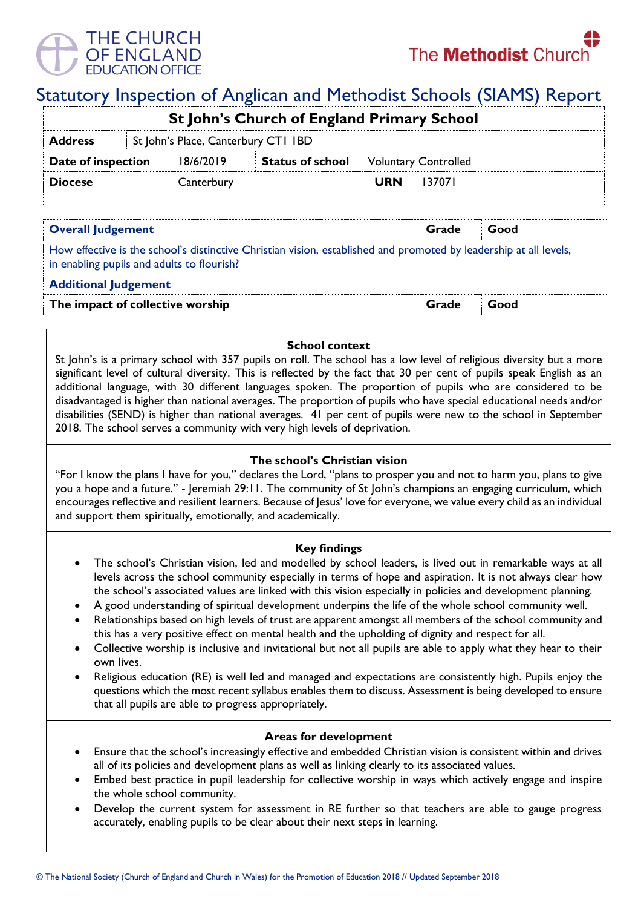THE CHURCH OF ENGLAND EDUCATION OFFICE

The Methodist Church

# Statutory Inspection of Anglican and Methodist Schools (SIAMS) Report

| St John's Church of England Primary School | | | | | |
|---|---|---|---|---|---|
| **Address** | St John's Place, Canterbury CT1 1BD | | | | |
| **Date of inspection** | 18/6/2019 | **Status of school** | Voluntary Controlled | | |
| **Diocese** | Canterbury | | | **URN** | 137071 |

| **Overall Judgement** | **Grade** | **Good** |
|---|---|---|
| How effective is the school's distinctive Christian vision, established and promoted by leadership at all levels, in enabling pupils and adults to flourish? | | |
| **Additional Judgement** | | |
| **The impact of collective worship** | **Grade** | **Good** |

## School context

St John's is a primary school with 357 pupils on roll. The school has a low level of religious diversity but a more significant level of cultural diversity. This is reflected by the fact that 30 per cent of pupils speak English as an additional language, with 30 different languages spoken. The proportion of pupils who are considered to be disadvantaged is higher than national averages. The proportion of pupils who have special educational needs and/or disabilities (SEND) is higher than national averages. 41 per cent of pupils were new to the school in September 2018. The school serves a community with very high levels of deprivation.

## The school's Christian vision

"For I know the plans I have for you," declares the Lord, "plans to prosper you and not to harm you, plans to give you a hope and a future." - Jeremiah 29:11. The community of St John's champions an engaging curriculum, which encourages reflective and resilient learners. Because of Jesus' love for everyone, we value every child as an individual and support them spiritually, emotionally, and academically.

## Key findings

- The school's Christian vision, led and modelled by school leaders, is lived out in remarkable ways at all levels across the school community especially in terms of hope and aspiration. It is not always clear how the school's associated values are linked with this vision especially in policies and development planning.
- A good understanding of spiritual development underpins the life of the whole school community well.
- Relationships based on high levels of trust are apparent amongst all members of the school community and this has a very positive effect on mental health and the upholding of dignity and respect for all.
- Collective worship is inclusive and invitational but not all pupils are able to apply what they hear to their own lives.
- Religious education (RE) is well led and managed and expectations are consistently high. Pupils enjoy the questions which the most recent syllabus enables them to discuss. Assessment is being developed to ensure that all pupils are able to progress appropriately.

## Areas for development

- Ensure that the school's increasingly effective and embedded Christian vision is consistent within and drives all of its policies and development plans as well as linking clearly to its associated values.
- Embed best practice in pupil leadership for collective worship in ways which actively engage and inspire the whole school community.
- Develop the current system for assessment in RE further so that teachers are able to gauge progress accurately, enabling pupils to be clear about their next steps in learning.

© The National Society (Church of England and Church in Wales) for the Promotion of Education 2018 // Updated September 2018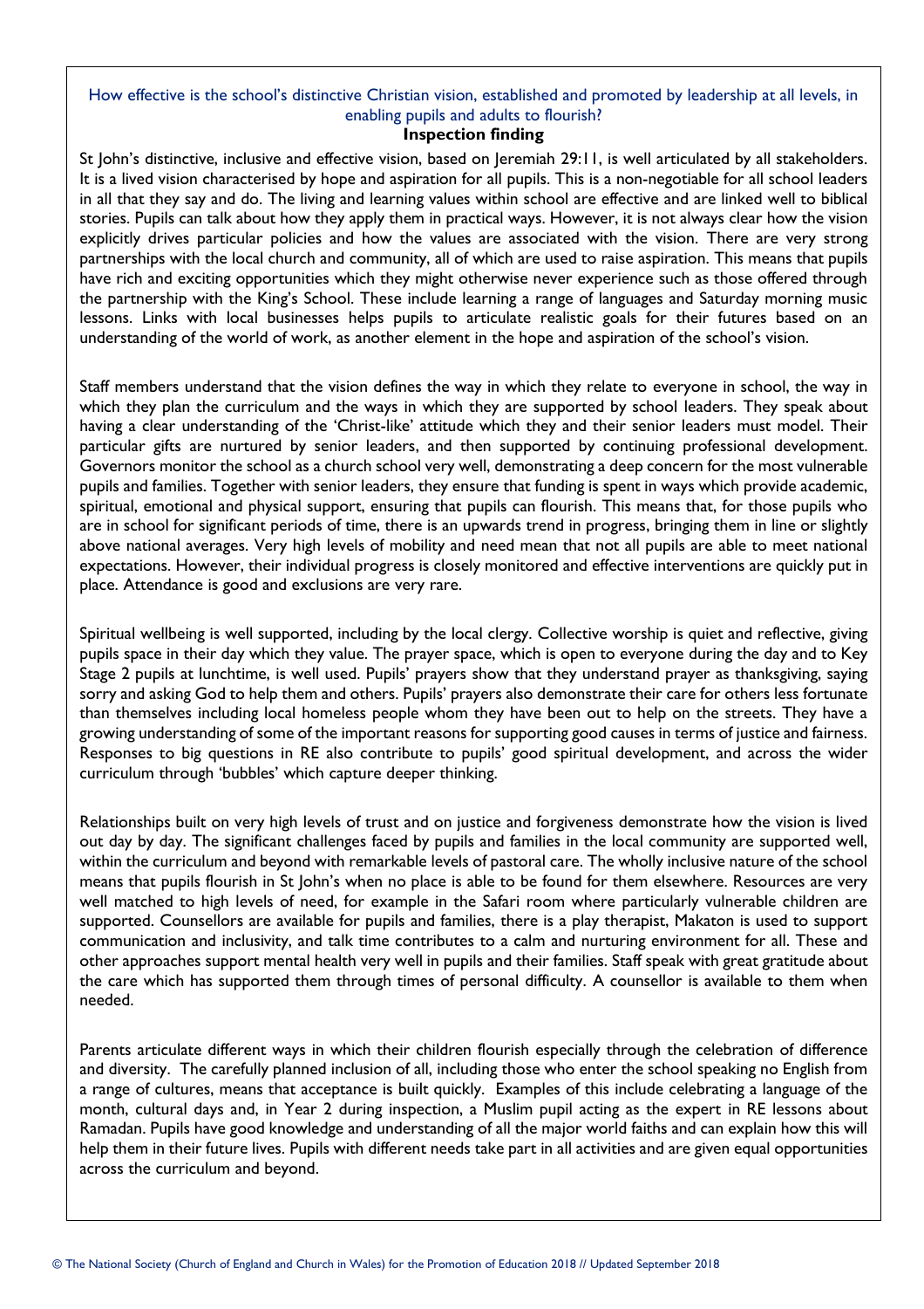How effective is the school's distinctive Christian vision, established and promoted by leadership at all levels, in enabling pupils and adults to flourish?

**Inspection finding**

St John's distinctive, inclusive and effective vision, based on Jeremiah 29:11, is well articulated by all stakeholders. It is a lived vision characterised by hope and aspiration for all pupils. This is a non-negotiable for all school leaders in all that they say and do. The living and learning values within school are effective and are linked well to biblical stories. Pupils can talk about how they apply them in practical ways. However, it is not always clear how the vision explicitly drives particular policies and how the values are associated with the vision. There are very strong partnerships with the local church and community, all of which are used to raise aspiration. This means that pupils have rich and exciting opportunities which they might otherwise never experience such as those offered through the partnership with the King's School. These include learning a range of languages and Saturday morning music lessons. Links with local businesses helps pupils to articulate realistic goals for their futures based on an understanding of the world of work, as another element in the hope and aspiration of the school's vision.

Staff members understand that the vision defines the way in which they relate to everyone in school, the way in which they plan the curriculum and the ways in which they are supported by school leaders. They speak about having a clear understanding of the 'Christ-like' attitude which they and their senior leaders must model. Their particular gifts are nurtured by senior leaders, and then supported by continuing professional development. Governors monitor the school as a church school very well, demonstrating a deep concern for the most vulnerable pupils and families. Together with senior leaders, they ensure that funding is spent in ways which provide academic, spiritual, emotional and physical support, ensuring that pupils can flourish. This means that, for those pupils who are in school for significant periods of time, there is an upwards trend in progress, bringing them in line or slightly above national averages. Very high levels of mobility and need mean that not all pupils are able to meet national expectations. However, their individual progress is closely monitored and effective interventions are quickly put in place. Attendance is good and exclusions are very rare.

Spiritual wellbeing is well supported, including by the local clergy. Collective worship is quiet and reflective, giving pupils space in their day which they value. The prayer space, which is open to everyone during the day and to Key Stage 2 pupils at lunchtime, is well used. Pupils' prayers show that they understand prayer as thanksgiving, saying sorry and asking God to help them and others. Pupils' prayers also demonstrate their care for others less fortunate than themselves including local homeless people whom they have been out to help on the streets. They have a growing understanding of some of the important reasons for supporting good causes in terms of justice and fairness. Responses to big questions in RE also contribute to pupils' good spiritual development, and across the wider curriculum through 'bubbles' which capture deeper thinking.

Relationships built on very high levels of trust and on justice and forgiveness demonstrate how the vision is lived out day by day. The significant challenges faced by pupils and families in the local community are supported well, within the curriculum and beyond with remarkable levels of pastoral care. The wholly inclusive nature of the school means that pupils flourish in St John's when no place is able to be found for them elsewhere. Resources are very well matched to high levels of need, for example in the Safari room where particularly vulnerable children are supported. Counsellors are available for pupils and families, there is a play therapist, Makaton is used to support communication and inclusivity, and talk time contributes to a calm and nurturing environment for all. These and other approaches support mental health very well in pupils and their families. Staff speak with great gratitude about the care which has supported them through times of personal difficulty. A counsellor is available to them when needed.

Parents articulate different ways in which their children flourish especially through the celebration of difference and diversity. The carefully planned inclusion of all, including those who enter the school speaking no English from a range of cultures, means that acceptance is built quickly. Examples of this include celebrating a language of the month, cultural days and, in Year 2 during inspection, a Muslim pupil acting as the expert in RE lessons about Ramadan. Pupils have good knowledge and understanding of all the major world faiths and can explain how this will help them in their future lives. Pupils with different needs take part in all activities and are given equal opportunities across the curriculum and beyond.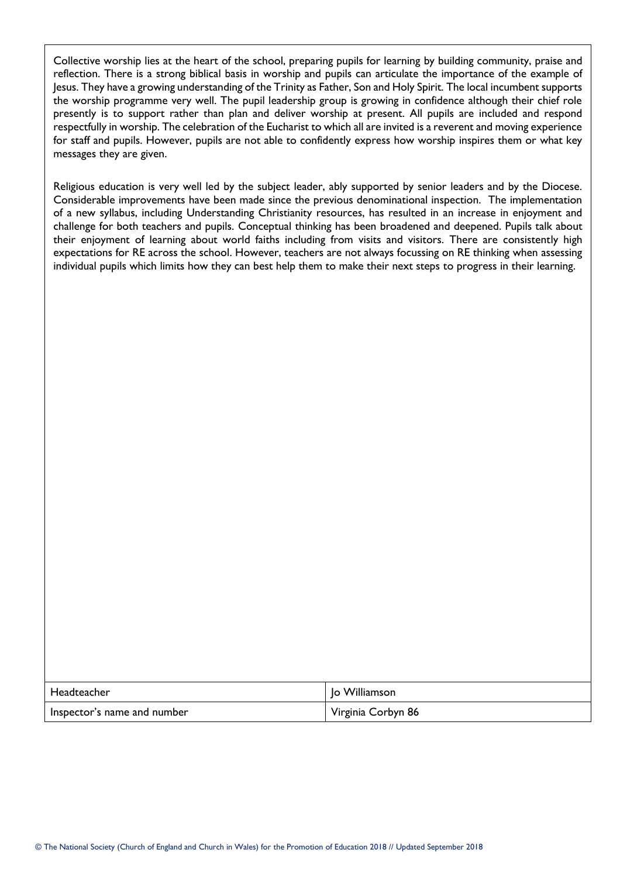Collective worship lies at the heart of the school, preparing pupils for learning by building community, praise and reflection. There is a strong biblical basis in worship and pupils can articulate the importance of the example of Jesus. They have a growing understanding of the Trinity as Father, Son and Holy Spirit. The local incumbent supports the worship programme very well. The pupil leadership group is growing in confidence although their chief role presently is to support rather than plan and deliver worship at present. All pupils are included and respond respectfully in worship. The celebration of the Eucharist to which all are invited is a reverent and moving experience for staff and pupils. However, pupils are not able to confidently express how worship inspires them or what key messages they are given.

Religious education is very well led by the subject leader, ably supported by senior leaders and by the Diocese. Considerable improvements have been made since the previous denominational inspection. The implementation of a new syllabus, including Understanding Christianity resources, has resulted in an increase in enjoyment and challenge for both teachers and pupils. Conceptual thinking has been broadened and deepened. Pupils talk about their enjoyment of learning about world faiths including from visits and visitors. There are consistently high expectations for RE across the school. However, teachers are not always focussing on RE thinking when assessing individual pupils which limits how they can best help them to make their next steps to progress in their learning.

| | |
|---|---|
| Headteacher | Jo Williamson |
| Inspector's name and number | Virginia Corbyn 86 |

© The National Society (Church of England and Church in Wales) for the Promotion of Education 2018 // Updated September 2018